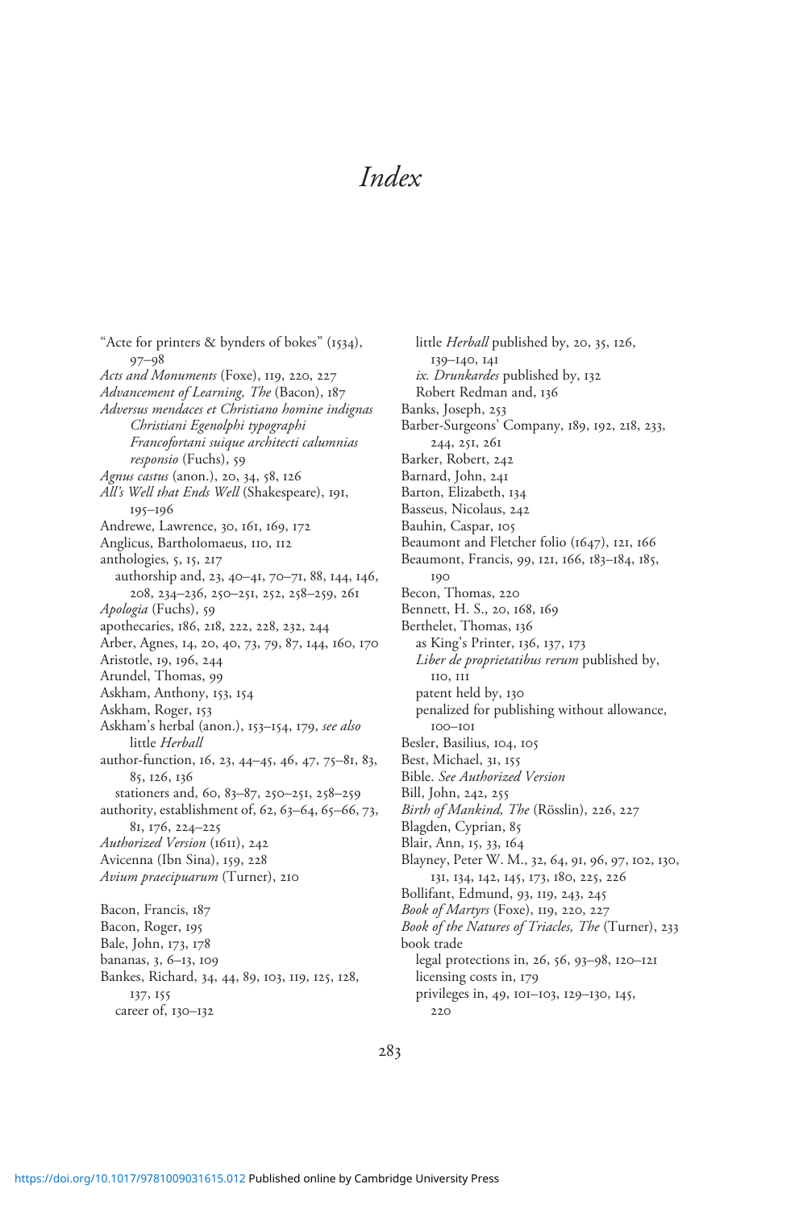# Index

"Acte for printers & bynders of bokes" (1534), 97–98
*Acts and Monuments* (Foxe), 119, 220, 227
*Advancement of Learning, The* (Bacon), 187
*Adversus mendaces et Christiano homine indignas Christiani Egenolphi typographi Francofortani suique architecti calumnias responsio* (Fuchs), 59
*Agnus castus* (anon.), 20, 34, 58, 126
*All's Well that Ends Well* (Shakespeare), 191, 195–196
Andrewe, Lawrence, 30, 161, 169, 172
Anglicus, Bartholomaeus, 110, 112
anthologies, 5, 15, 217
  authorship and, 23, 40–41, 70–71, 88, 144, 146, 208, 234–236, 250–251, 252, 258–259, 261
*Apologia* (Fuchs), 59
apothecaries, 186, 218, 222, 228, 232, 244
Arber, Agnes, 14, 20, 40, 73, 79, 87, 144, 160, 170
Aristotle, 19, 196, 244
Arundel, Thomas, 99
Askham, Anthony, 153, 154
Askham, Roger, 153
Askham's herbal (anon.), 153–154, 179, *see also* little *Herball*
author-function, 16, 23, 44–45, 46, 47, 75–81, 83, 85, 126, 136
  stationers and, 60, 83–87, 250–251, 258–259
authority, establishment of, 62, 63–64, 65–66, 73, 81, 176, 224–225
*Authorized Version* (1611), 242
Avicenna (Ibn Sina), 159, 228
*Avium praecipuarum* (Turner), 210

Bacon, Francis, 187
Bacon, Roger, 195
Bale, John, 173, 178
bananas, 3, 6–13, 109
Bankes, Richard, 34, 44, 89, 103, 119, 125, 128, 137, 155
  career of, 130–132
  little *Herball* published by, 20, 35, 126, 139–140, 141
  *ix. Drunkardes* published by, 132
  Robert Redman and, 136
Banks, Joseph, 253
Barber-Surgeons' Company, 189, 192, 218, 233, 244, 251, 261
Barker, Robert, 242
Barnard, John, 241
Barton, Elizabeth, 134
Basseus, Nicolaus, 242
Bauhin, Caspar, 105
Beaumont and Fletcher folio (1647), 121, 166
Beaumont, Francis, 99, 121, 166, 183–184, 185, 190
Becon, Thomas, 220
Bennett, H. S., 20, 168, 169
Berthelet, Thomas, 136
  as King's Printer, 136, 137, 173
  *Liber de proprietatibus rerum* published by, 110, 111
  patent held by, 130
  penalized for publishing without allowance, 100–101
Besler, Basilius, 104, 105
Best, Michael, 31, 155
Bible. *See Authorized Version*
Bill, John, 242, 255
*Birth of Mankind, The* (Rösslin), 226, 227
Blagden, Cyprian, 85
Blair, Ann, 15, 33, 164
Blayney, Peter W. M., 32, 64, 91, 96, 97, 102, 130, 131, 134, 142, 145, 173, 180, 225, 226
Bollifant, Edmund, 93, 119, 243, 245
*Book of Martyrs* (Foxe), 119, 220, 227
*Book of the Natures of Triacles, The* (Turner), 233
book trade
  legal protections in, 26, 56, 93–98, 120–121
  licensing costs in, 179
  privileges in, 49, 101–103, 129–130, 145, 220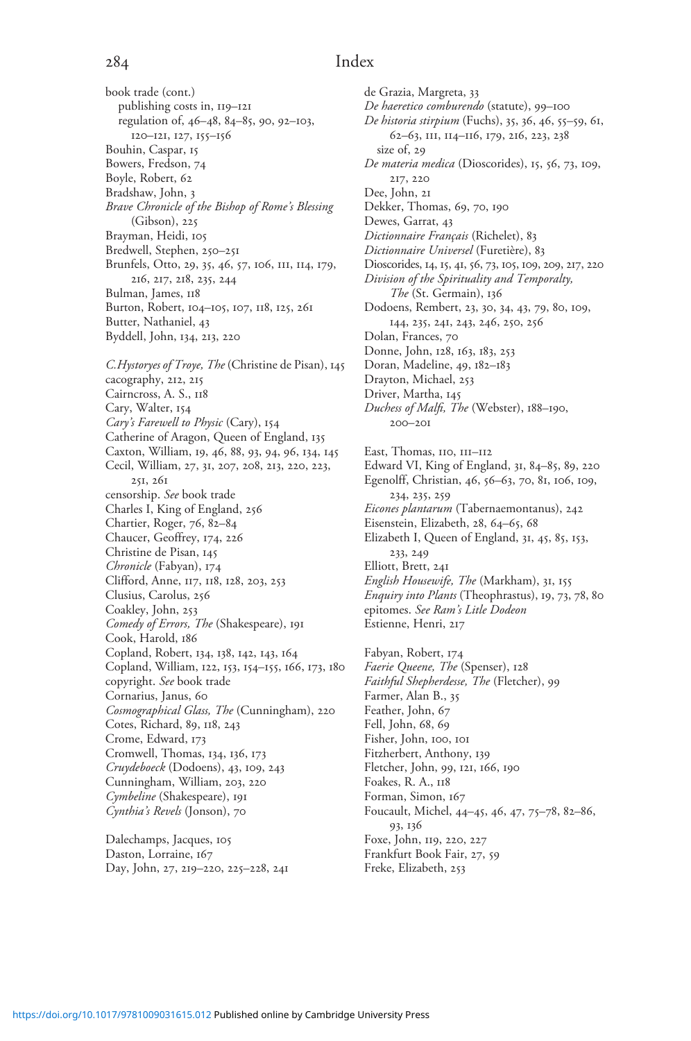book trade (cont.)
  publishing costs in, 119–121
  regulation of, 46–48, 84–85, 90, 92–103, 120–121, 127, 155–156
Bouhin, Caspar, 15
Bowers, Fredson, 74
Boyle, Robert, 62
Bradshaw, John, 3
*Brave Chronicle of the Bishop of Rome's Blessing* (Gibson), 225
Brayman, Heidi, 105
Bredwell, Stephen, 250–251
Brunfels, Otto, 29, 35, 46, 57, 106, 111, 114, 179, 216, 217, 218, 235, 244
Bulman, James, 118
Burton, Robert, 104–105, 107, 118, 125, 261
Butter, Nathaniel, 43
Byddell, John, 134, 213, 220

*C.Hystoryes of Troye, The* (Christine de Pisan), 145
cacography, 212, 215
Cairncross, A. S., 118
Cary, Walter, 154
*Cary's Farewell to Physic* (Cary), 154
Catherine of Aragon, Queen of England, 135
Caxton, William, 19, 46, 88, 93, 94, 96, 134, 145
Cecil, William, 27, 31, 207, 208, 213, 220, 223, 251, 261
censorship. *See* book trade
Charles I, King of England, 256
Chartier, Roger, 76, 82–84
Chaucer, Geoffrey, 174, 226
Christine de Pisan, 145
*Chronicle* (Fabyan), 174
Clifford, Anne, 117, 118, 128, 203, 253
Clusius, Carolus, 256
Coakley, John, 253
*Comedy of Errors, The* (Shakespeare), 191
Cook, Harold, 186
Copland, Robert, 134, 138, 142, 143, 164
Copland, William, 122, 153, 154–155, 166, 173, 180
copyright. *See* book trade
Cornarius, Janus, 60
*Cosmographical Glass, The* (Cunningham), 220
Cotes, Richard, 89, 118, 243
Crome, Edward, 173
Cromwell, Thomas, 134, 136, 173
*Cruydeboeck* (Dodoens), 43, 109, 243
Cunningham, William, 203, 220
*Cymbeline* (Shakespeare), 191
*Cynthia's Revels* (Jonson), 70

Dalechamps, Jacques, 105
Daston, Lorraine, 167
Day, John, 27, 219–220, 225–228, 241
de Grazia, Margreta, 33
*De haeretico comburendo* (statute), 99–100
*De historia stirpium* (Fuchs), 35, 36, 46, 55–59, 61, 62–63, 111, 114–116, 179, 216, 223, 238
  size of, 29
*De materia medica* (Dioscorides), 15, 56, 73, 109, 217, 220
Dee, John, 21
Dekker, Thomas, 69, 70, 190
Dewes, Garrat, 43
*Dictionnaire Français* (Richelet), 83
*Dictionnaire Universel* (Furetière), 83
Dioscorides, 14, 15, 41, 56, 73, 105, 109, 209, 217, 220
*Division of the Spirituality and Temporalty, The* (St. Germain), 136
Dodoens, Rembert, 23, 30, 34, 43, 79, 80, 109, 144, 235, 241, 243, 246, 250, 256
Dolan, Frances, 70
Donne, John, 128, 163, 183, 253
Doran, Madeline, 49, 182–183
Drayton, Michael, 253
Driver, Martha, 145
*Duchess of Malfi, The* (Webster), 188–190, 200–201

East, Thomas, 110, 111–112
Edward VI, King of England, 31, 84–85, 89, 220
Egenolff, Christian, 46, 56–63, 70, 81, 106, 109, 234, 235, 259
*Eicones plantarum* (Tabernaemontanus), 242
Eisenstein, Elizabeth, 28, 64–65, 68
Elizabeth I, Queen of England, 31, 45, 85, 153, 233, 249
Elliott, Brett, 241
*English Housewife, The* (Markham), 31, 155
*Enquiry into Plants* (Theophrastus), 19, 73, 78, 80
epitomes. *See Ram's Litle Dodeon*
Estienne, Henri, 217

Fabyan, Robert, 174
*Faerie Queene, The* (Spenser), 128
*Faithful Shepherdesse, The* (Fletcher), 99
Farmer, Alan B., 35
Feather, John, 67
Fell, John, 68, 69
Fisher, John, 100, 101
Fitzherbert, Anthony, 139
Fletcher, John, 99, 121, 166, 190
Foakes, R. A., 118
Forman, Simon, 167
Foucault, Michel, 44–45, 46, 47, 75–78, 82–86, 93, 136
Foxe, John, 119, 220, 227
Frankfurt Book Fair, 27, 59
Freke, Elizabeth, 253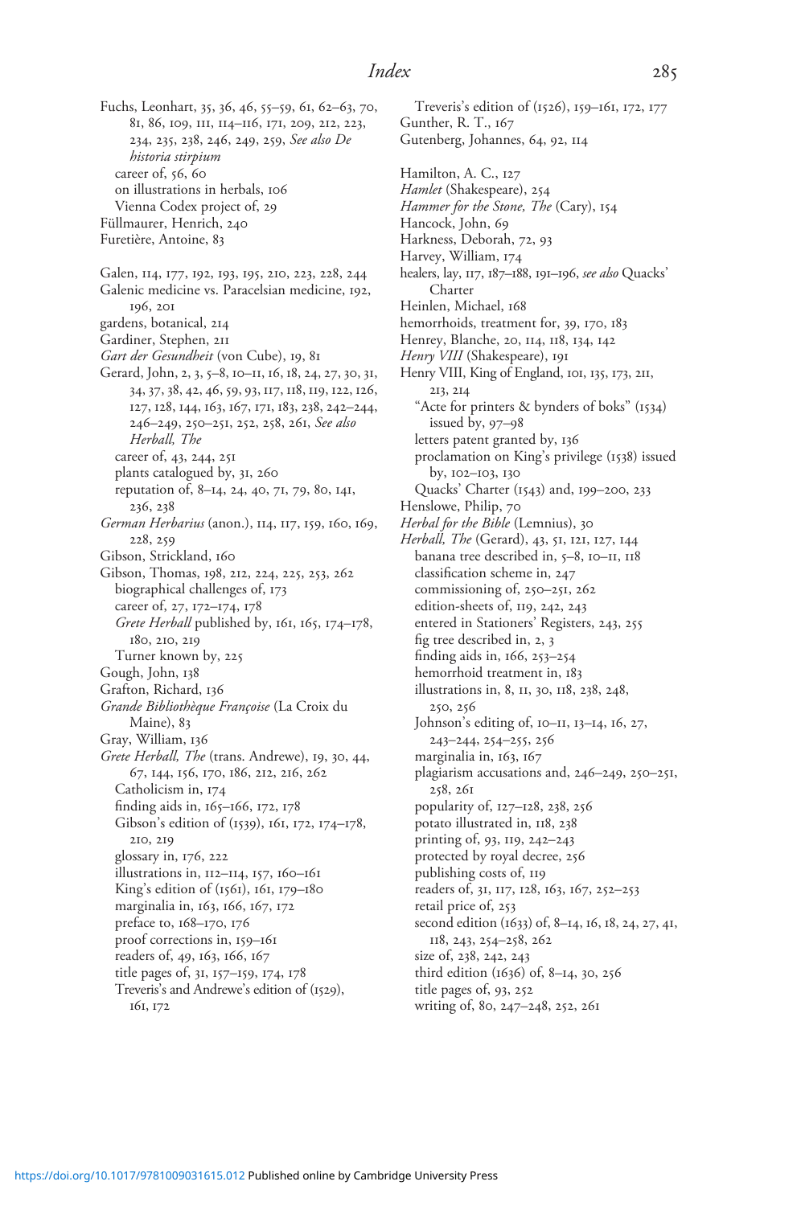Fuchs, Leonhart, 35, 36, 46, 55–59, 61, 62–63, 70, 81, 86, 109, 111, 114–116, 171, 209, 212, 223, 234, 235, 238, 246, 249, 259, *See also De historia stirpium*
  career of, 56, 60
  on illustrations in herbals, 106
  Vienna Codex project of, 29
Füllmaurer, Henrich, 240
Furetière, Antoine, 83

Galen, 114, 177, 192, 193, 195, 210, 223, 228, 244
Galenic medicine vs. Paracelsian medicine, 192, 196, 201
gardens, botanical, 214
Gardiner, Stephen, 211
*Gart der Gesundheit* (von Cube), 19, 81
Gerard, John, 2, 3, 5–8, 10–11, 16, 18, 24, 27, 30, 31, 34, 37, 38, 42, 46, 59, 93, 117, 118, 119, 122, 126, 127, 128, 144, 163, 167, 171, 183, 238, 242–244, 246–249, 250–251, 252, 258, 261, *See also Herball, The*
  career of, 43, 244, 251
  plants catalogued by, 31, 260
  reputation of, 8–14, 24, 40, 71, 79, 80, 141, 236, 238
*German Herbarius* (anon.), 114, 117, 159, 160, 169, 228, 259
Gibson, Strickland, 160
Gibson, Thomas, 198, 212, 224, 225, 253, 262
  biographical challenges of, 173
  career of, 27, 172–174, 178
  *Grete Herball* published by, 161, 165, 174–178, 180, 210, 219
  Turner known by, 225
Gough, John, 138
Grafton, Richard, 136
*Grande Bibliothèque Françoise* (La Croix du Maine), 83
Gray, William, 136
*Grete Herball, The* (trans. Andrewe), 19, 30, 44, 67, 144, 156, 170, 186, 212, 216, 262
  Catholicism in, 174
  finding aids in, 165–166, 172, 178
  Gibson's edition of (1539), 161, 172, 174–178, 210, 219
  glossary in, 176, 222
  illustrations in, 112–114, 157, 160–161
  King's edition of (1561), 161, 179–180
  marginalia in, 163, 166, 167, 172
  preface to, 168–170, 176
  proof corrections in, 159–161
  readers of, 49, 163, 166, 167
  title pages of, 31, 157–159, 174, 178
  Treveris's and Andrewe's edition of (1529), 161, 172
  Treveris's edition of (1526), 159–161, 172, 177
Gunther, R. T., 167
Gutenberg, Johannes, 64, 92, 114

Hamilton, A. C., 127
*Hamlet* (Shakespeare), 254
*Hammer for the Stone, The* (Cary), 154
Hancock, John, 69
Harkness, Deborah, 72, 93
Harvey, William, 174
healers, lay, 117, 187–188, 191–196, *see also* Quacks' Charter
Heinlen, Michael, 168
hemorrhoids, treatment for, 39, 170, 183
Henrey, Blanche, 20, 114, 118, 134, 142
*Henry VIII* (Shakespeare), 191
Henry VIII, King of England, 101, 135, 173, 211, 213, 214
  "Acte for printers & bynders of boks" (1534) issued by, 97–98
  letters patent granted by, 136
  proclamation on King's privilege (1538) issued by, 102–103, 130
  Quacks' Charter (1543) and, 199–200, 233
Henslowe, Philip, 70
*Herbal for the Bible* (Lemnius), 30
*Herball, The* (Gerard), 43, 51, 121, 127, 144
  banana tree described in, 5–8, 10–11, 118
  classification scheme in, 247
  commissioning of, 250–251, 262
  edition-sheets of, 119, 242, 243
  entered in Stationers' Registers, 243, 255
  fig tree described in, 2, 3
  finding aids in, 166, 253–254
  hemorrhoid treatment in, 183
  illustrations in, 8, 11, 30, 118, 238, 248, 250, 256
  Johnson's editing of, 10–11, 13–14, 16, 27, 243–244, 254–255, 256
  marginalia in, 163, 167
  plagiarism accusations and, 246–249, 250–251, 258, 261
  popularity of, 127–128, 238, 256
  potato illustrated in, 118, 238
  printing of, 93, 119, 242–243
  protected by royal decree, 256
  publishing costs of, 119
  readers of, 31, 117, 128, 163, 167, 252–253
  retail price of, 253
  second edition (1633) of, 8–14, 16, 18, 24, 27, 41, 118, 243, 254–258, 262
  size of, 238, 242, 243
  third edition (1636) of, 8–14, 30, 256
  title pages of, 93, 252
  writing of, 80, 247–248, 252, 261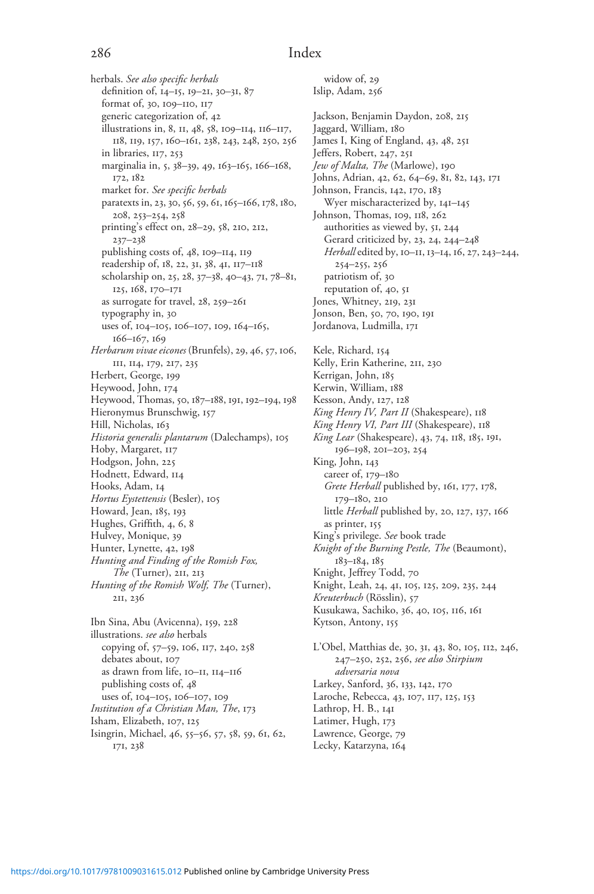herbals. *See also specific herbals*
  definition of, 14–15, 19–21, 30–31, 87
  format of, 30, 109–110, 117
  generic categorization of, 42
  illustrations in, 8, 11, 48, 58, 109–114, 116–117, 118, 119, 157, 160–161, 238, 243, 248, 250, 256
  in libraries, 117, 253
  marginalia in, 5, 38–39, 49, 163–165, 166–168, 172, 182
  market for. *See specific herbals*
  paratexts in, 23, 30, 56, 59, 61, 165–166, 178, 180, 208, 253–254, 258
  printing's effect on, 28–29, 58, 210, 212, 237–238
  publishing costs of, 48, 109–114, 119
  readership of, 18, 22, 31, 38, 41, 117–118
  scholarship on, 25, 28, 37–38, 40–43, 71, 78–81, 125, 168, 170–171
  as surrogate for travel, 28, 259–261
  typography in, 30
  uses of, 104–105, 106–107, 109, 164–165, 166–167, 169
*Herbarum vivae eicones* (Brunfels), 29, 46, 57, 106, 111, 114, 179, 217, 235
Herbert, George, 199
Heywood, John, 174
Heywood, Thomas, 50, 187–188, 191, 192–194, 198
Hieronymus Brunschwig, 157
Hill, Nicholas, 163
*Historia generalis plantarum* (Dalechamps), 105
Hoby, Margaret, 117
Hodgson, John, 225
Hodnett, Edward, 114
Hooks, Adam, 14
*Hortus Eystettensis* (Besler), 105
Howard, Jean, 185, 193
Hughes, Griffith, 4, 6, 8
Hulvey, Monique, 39
Hunter, Lynette, 42, 198
*Hunting and Finding of the Romish Fox, The* (Turner), 211, 213
*Hunting of the Romish Wolf, The* (Turner), 211, 236

Ibn Sina, Abu (Avicenna), 159, 228
illustrations. *see also* herbals
  copying of, 57–59, 106, 117, 240, 258
  debates about, 107
  as drawn from life, 10–11, 114–116
  publishing costs of, 48
  uses of, 104–105, 106–107, 109
*Institution of a Christian Man, The*, 173
Isham, Elizabeth, 107, 125
Isingrin, Michael, 46, 55–56, 57, 58, 59, 61, 62, 171, 238
  widow of, 29
Islip, Adam, 256

Jackson, Benjamin Daydon, 208, 215
Jaggard, William, 180
James I, King of England, 43, 48, 251
Jeffers, Robert, 247, 251
*Jew of Malta, The* (Marlowe), 190
Johns, Adrian, 42, 62, 64–69, 81, 82, 143, 171
Johnson, Francis, 142, 170, 183
  Wyer mischaracterized by, 141–145
Johnson, Thomas, 109, 118, 262
  authorities as viewed by, 51, 244
  Gerard criticized by, 23, 24, 244–248
  *Herball* edited by, 10–11, 13–14, 16, 27, 243–244, 254–255, 256
  patriotism of, 30
  reputation of, 40, 51
Jones, Whitney, 219, 231
Jonson, Ben, 50, 70, 190, 191
Jordanova, Ludmilla, 171

Kele, Richard, 154
Kelly, Erin Katherine, 211, 230
Kerrigan, John, 185
Kerwin, William, 188
Kesson, Andy, 127, 128
*King Henry IV, Part II* (Shakespeare), 118
*King Henry VI, Part III* (Shakespeare), 118
*King Lear* (Shakespeare), 43, 74, 118, 185, 191, 196–198, 201–203, 254
King, John, 143
  career of, 179–180
  *Grete Herball* published by, 161, 177, 178, 179–180, 210
  little *Herball* published by, 20, 127, 137, 166
  as printer, 155
King's privilege. *See* book trade
*Knight of the Burning Pestle, The* (Beaumont), 183–184, 185
Knight, Jeffrey Todd, 70
Knight, Leah, 24, 41, 105, 125, 209, 235, 244
*Kreuterbuch* (Rösslin), 57
Kusukawa, Sachiko, 36, 40, 105, 116, 161
Kytson, Antony, 155

L'Obel, Matthias de, 30, 31, 43, 80, 105, 112, 246, 247–250, 252, 256, *see also Stirpium adversaria nova*
Larkey, Sanford, 36, 133, 142, 170
Laroche, Rebecca, 43, 107, 117, 125, 153
Lathrop, H. B., 141
Latimer, Hugh, 173
Lawrence, George, 79
Lecky, Katarzyna, 164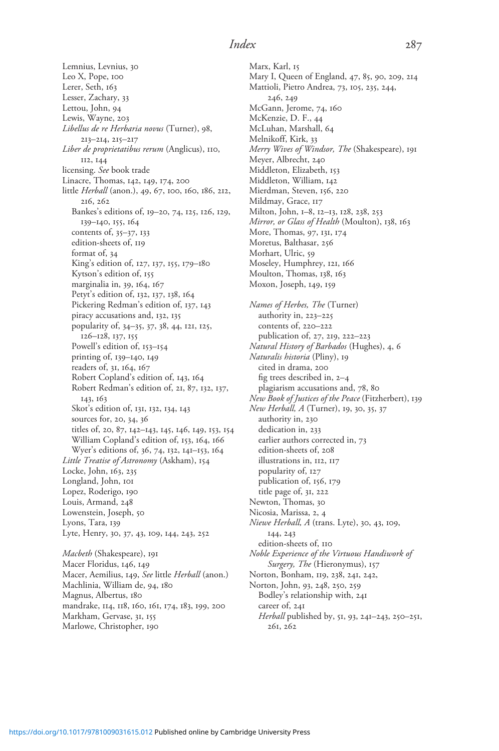Lemnius, Levnius, 30
Leo X, Pope, 100
Lerer, Seth, 163
Lesser, Zachary, 33
Lettou, John, 94
Lewis, Wayne, 203
*Libellus de re Herbaria novus* (Turner), 98, 213–214, 215–217
*Liber de proprietatibus rerum* (Anglicus), 110, 112, 144
licensing. *See* book trade
Linacre, Thomas, 142, 149, 174, 200
little *Herball* (anon.), 49, 67, 100, 160, 186, 212, 216, 262
  Bankes's editions of, 19–20, 74, 125, 126, 129, 139–140, 155, 164
  contents of, 35–37, 133
  edition-sheets of, 119
  format of, 34
  King's edition of, 127, 137, 155, 179–180
  Kytson's edition of, 155
  marginalia in, 39, 164, 167
  Petyt's edition of, 132, 137, 138, 164
  Pickering Redman's edition of, 137, 143
  piracy accusations and, 132, 135
  popularity of, 34–35, 37, 38, 44, 121, 125, 126–128, 137, 155
  Powell's edition of, 153–154
  printing of, 139–140, 149
  readers of, 31, 164, 167
  Robert Copland's edition of, 143, 164
  Robert Redman's edition of, 21, 87, 132, 137, 143, 163
  Skot's edition of, 131, 132, 134, 143
  sources for, 20, 34, 36
  titles of, 20, 87, 142–143, 145, 146, 149, 153, 154
  William Copland's edition of, 153, 164, 166
  Wyer's editions of, 36, 74, 132, 141–153, 164
*Little Treatise of Astronomy* (Askham), 154
Locke, John, 163, 235
Longland, John, 101
Lopez, Roderigo, 190
Louis, Armand, 248
Lowenstein, Joseph, 50
Lyons, Tara, 139
Lyte, Henry, 30, 37, 43, 109, 144, 243, 252

*Macbeth* (Shakespeare), 191
Macer Floridus, 146, 149
Macer, Aemilius, 149, *See* little *Herball* (anon.)
Machlinia, William de, 94, 180
Magnus, Albertus, 180
mandrake, 114, 118, 160, 161, 174, 183, 199, 200
Markham, Gervase, 31, 155
Marlowe, Christopher, 190
Marx, Karl, 15
Mary I, Queen of England, 47, 85, 90, 209, 214
Mattioli, Pietro Andrea, 73, 105, 235, 244, 246, 249
McGann, Jerome, 74, 160
McKenzie, D. F., 44
McLuhan, Marshall, 64
Melnikoff, Kirk, 33
*Merry Wives of Windsor, The* (Shakespeare), 191
Meyer, Albrecht, 240
Middleton, Elizabeth, 153
Middleton, William, 142
Mierdman, Steven, 156, 220
Mildmay, Grace, 117
Milton, John, 1–8, 12–13, 128, 238, 253
*Mirror, or Glass of Health* (Moulton), 138, 163
More, Thomas, 97, 131, 174
Moretus, Balthasar, 256
Morhart, Ulric, 59
Moseley, Humphrey, 121, 166
Moulton, Thomas, 138, 163
Moxon, Joseph, 149, 159

*Names of Herbes, The* (Turner)
  authority in, 223–225
  contents of, 220–222
  publication of, 27, 219, 222–223
*Natural History of Barbados* (Hughes), 4, 6
*Naturalis historia* (Pliny), 19
  cited in drama, 200
  fig trees described in, 2–4
  plagiarism accusations and, 78, 80
*New Book of Justices of the Peace* (Fitzherbert), 139
*New Herball, A* (Turner), 19, 30, 35, 37
  authority in, 230
  dedication in, 233
  earlier authors corrected in, 73
  edition-sheets of, 208
  illustrations in, 112, 117
  popularity of, 127
  publication of, 156, 179
  title page of, 31, 222
Newton, Thomas, 30
Nicosia, Marissa, 2, 4
*Niewe Herball, A* (trans. Lyte), 30, 43, 109, 144, 243
  edition-sheets of, 110
*Noble Experience of the Virtuous Handiwork of Surgery, The* (Hieronymus), 157
Norton, Bonham, 119, 238, 241, 242,
Norton, John, 93, 248, 250, 259
  Bodley's relationship with, 241
  career of, 241
  *Herball* published by, 51, 93, 241–243, 250–251, 261, 262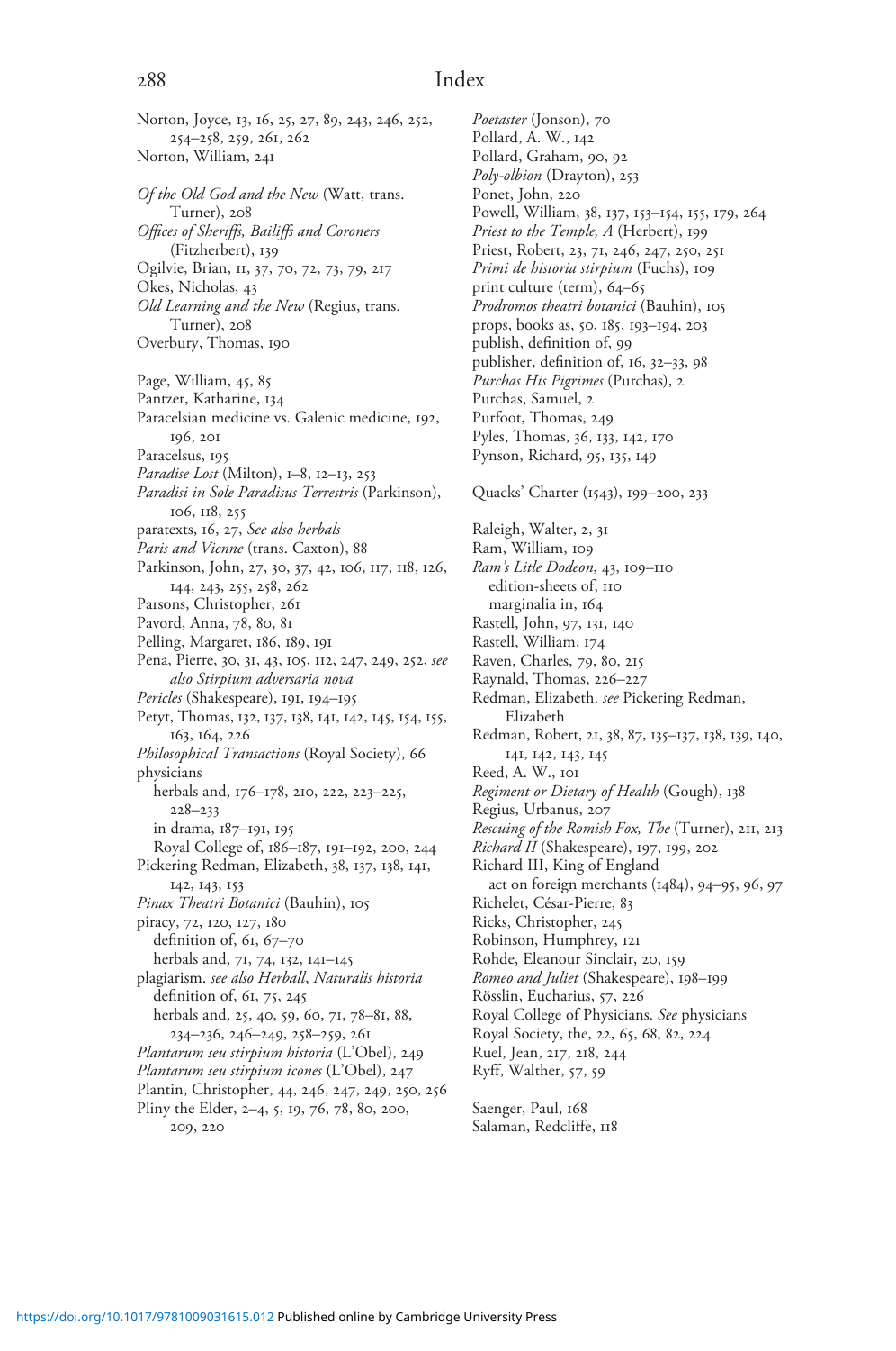Norton, Joyce, 13, 16, 25, 27, 89, 243, 246, 252, 254–258, 259, 261, 262
Norton, William, 241

*Of the Old God and the New* (Watt, trans. Turner), 208
*Offices of Sheriffs, Bailiffs and Coroners* (Fitzherbert), 139
Ogilvie, Brian, 11, 37, 70, 72, 73, 79, 217
Okes, Nicholas, 43
*Old Learning and the New* (Regius, trans. Turner), 208
Overbury, Thomas, 190

Page, William, 45, 85
Pantzer, Katharine, 134
Paracelsian medicine vs. Galenic medicine, 192, 196, 201
Paracelsus, 195
*Paradise Lost* (Milton), 1–8, 12–13, 253
*Paradisi in Sole Paradisus Terrestris* (Parkinson), 106, 118, 255
paratexts, 16, 27, *See also herbals*
*Paris and Vienne* (trans. Caxton), 88
Parkinson, John, 27, 30, 37, 42, 106, 117, 118, 126, 144, 243, 255, 258, 262
Parsons, Christopher, 261
Pavord, Anna, 78, 80, 81
Pelling, Margaret, 186, 189, 191
Pena, Pierre, 30, 31, 43, 105, 112, 247, 249, 252, *see also Stirpium adversaria nova*
*Pericles* (Shakespeare), 191, 194–195
Petyt, Thomas, 132, 137, 138, 141, 142, 145, 154, 155, 163, 164, 226
*Philosophical Transactions* (Royal Society), 66
physicians
  herbals and, 176–178, 210, 222, 223–225, 228–233
  in drama, 187–191, 195
  Royal College of, 186–187, 191–192, 200, 244
Pickering Redman, Elizabeth, 38, 137, 138, 141, 142, 143, 153
*Pinax Theatri Botanici* (Bauhin), 105
piracy, 72, 120, 127, 180
  definition of, 61, 67–70
  herbals and, 71, 74, 132, 141–145
plagiarism. *see also Herball, Naturalis historia*
  definition of, 61, 75, 245
  herbals and, 25, 40, 59, 60, 71, 78–81, 88, 234–236, 246–249, 258–259, 261
*Plantarum seu stirpium historia* (L'Obel), 249
*Plantarum seu stirpium icones* (L'Obel), 247
Plantin, Christopher, 44, 246, 247, 249, 250, 256
Pliny the Elder, 2–4, 5, 19, 76, 78, 80, 200, 209, 220
*Poetaster* (Jonson), 70
Pollard, A. W., 142
Pollard, Graham, 90, 92
*Poly-olbion* (Drayton), 253
Ponet, John, 220
Powell, William, 38, 137, 153–154, 155, 179, 264
*Priest to the Temple, A* (Herbert), 199
Priest, Robert, 23, 71, 246, 247, 250, 251
*Primi de historia stirpium* (Fuchs), 109
print culture (term), 64–65
*Prodromos theatri botanici* (Bauhin), 105
props, books as, 50, 185, 193–194, 203
publish, definition of, 99
publisher, definition of, 16, 32–33, 98
*Purchas His Pigrimes* (Purchas), 2
Purchas, Samuel, 2
Purfoot, Thomas, 249
Pyles, Thomas, 36, 133, 142, 170
Pynson, Richard, 95, 135, 149

Quacks' Charter (1543), 199–200, 233

Raleigh, Walter, 2, 31
Ram, William, 109
*Ram's Litle Dodeon*, 43, 109–110
  edition-sheets of, 110
  marginalia in, 164
Rastell, John, 97, 131, 140
Rastell, William, 174
Raven, Charles, 79, 80, 215
Raynald, Thomas, 226–227
Redman, Elizabeth. *see* Pickering Redman, Elizabeth
Redman, Robert, 21, 38, 87, 135–137, 138, 139, 140, 141, 142, 143, 145
Reed, A. W., 101
*Regiment or Dietary of Health* (Gough), 138
Regius, Urbanus, 207
*Rescuing of the Romish Fox, The* (Turner), 211, 213
*Richard II* (Shakespeare), 197, 199, 202
Richard III, King of England
  act on foreign merchants (1484), 94–95, 96, 97
Richelet, César-Pierre, 83
Ricks, Christopher, 245
Robinson, Humphrey, 121
Rohde, Eleanour Sinclair, 20, 159
*Romeo and Juliet* (Shakespeare), 198–199
Rösslin, Eucharius, 57, 226
Royal College of Physicians. *See* physicians
Royal Society, the, 22, 65, 68, 82, 224
Ruel, Jean, 217, 218, 244
Ryff, Walther, 57, 59

Saenger, Paul, 168
Salaman, Redcliffe, 118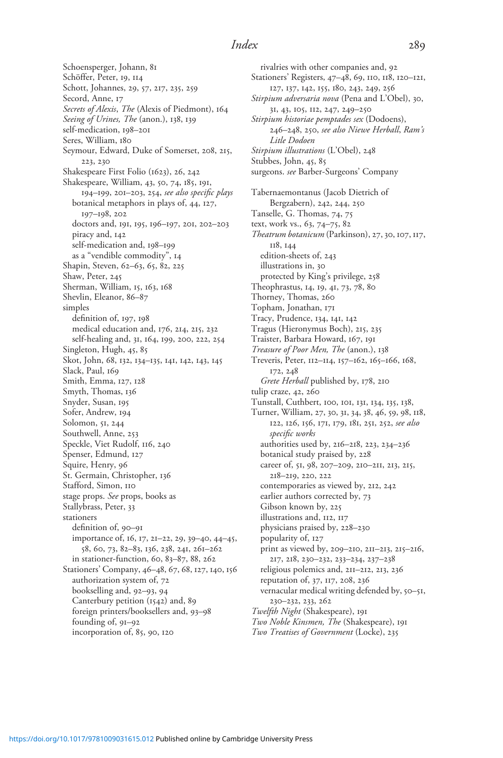Schoensperger, Johann, 81
Schöffer, Peter, 19, 114
Schott, Johannes, 29, 57, 217, 235, 259
Secord, Anne, 17
*Secrets of Alexis, The* (Alexis of Piedmont), 164
*Seeing of Urines, The* (anon.), 138, 139
self-medication, 198–201
Seres, William, 180
Seymour, Edward, Duke of Somerset, 208, 215, 223, 230
Shakespeare First Folio (1623), 26, 242
Shakespeare, William, 43, 50, 74, 185, 191, 194–199, 201–203, 254, *see also specific plays*
  botanical metaphors in plays of, 44, 127, 197–198, 202
  doctors and, 191, 195, 196–197, 201, 202–203
  piracy and, 142
  self-medication and, 198–199
  as a "vendible commodity", 14
Shapin, Steven, 62–63, 65, 82, 225
Shaw, Peter, 245
Sherman, William, 15, 163, 168
Shevlin, Eleanor, 86–87
simples
  definition of, 197, 198
  medical education and, 176, 214, 215, 232
  self-healing and, 31, 164, 199, 200, 222, 254
Singleton, Hugh, 45, 85
Skot, John, 68, 132, 134–135, 141, 142, 143, 145
Slack, Paul, 169
Smith, Emma, 127, 128
Smyth, Thomas, 136
Snyder, Susan, 195
Sofer, Andrew, 194
Solomon, 51, 244
Southwell, Anne, 253
Speckle, Viet Rudolf, 116, 240
Spenser, Edmund, 127
Squire, Henry, 96
St. Germain, Christopher, 136
Stafford, Simon, 110
stage props. *See* props, books as
Stallybrass, Peter, 33
stationers
  definition of, 90–91
  importance of, 16, 17, 21–22, 29, 39–40, 44–45, 58, 60, 73, 82–83, 136, 238, 241, 261–262
  in stationer-function, 60, 83–87, 88, 262
Stationers' Company, 46–48, 67, 68, 127, 140, 156
  authorization system of, 72
  bookselling and, 92–93, 94
  Canterbury petition (1542) and, 89
  foreign printers/booksellers and, 93–98
  founding of, 91–92
  incorporation of, 85, 90, 120
  rivalries with other companies and, 92
Stationers' Registers, 47–48, 69, 110, 118, 120–121, 127, 137, 142, 155, 180, 243, 249, 256
*Stirpium adversaria nova* (Pena and L'Obel), 30, 31, 43, 105, 112, 247, 249–250
*Stirpium historiae pemptades sex* (Dodoens), 246–248, 250, *see also Niewe Herball*, *Ram's Litle Dodoen*
*Stirpium illustrations* (L'Obel), 248
Stubbes, John, 45, 85
surgeons. *see* Barber-Surgeons' Company

Tabernaemontanus (Jacob Dietrich of Bergzabern), 242, 244, 250
Tanselle, G. Thomas, 74, 75
text, work vs., 63, 74–75, 82
*Theatrum botanicum* (Parkinson), 27, 30, 107, 117, 118, 144
  edition-sheets of, 243
  illustrations in, 30
  protected by King's privilege, 258
Theophrastus, 14, 19, 41, 73, 78, 80
Thorney, Thomas, 260
Topham, Jonathan, 171
Tracy, Prudence, 134, 141, 142
Tragus (Hieronymus Boch), 215, 235
Traister, Barbara Howard, 167, 191
*Treasure of Poor Men, The* (anon.), 138
Treveris, Peter, 112–114, 157–162, 165–166, 168, 172, 248
  *Grete Herball* published by, 178, 210
tulip craze, 42, 260
Tunstall, Cuthbert, 100, 101, 131, 134, 135, 138,
Turner, William, 27, 30, 31, 34, 38, 46, 59, 98, 118, 122, 126, 156, 171, 179, 181, 251, 252, *see also specific works*
  authorities used by, 216–218, 223, 234–236
  botanical study praised by, 228
  career of, 51, 98, 207–209, 210–211, 213, 215, 218–219, 220, 222
  contemporaries as viewed by, 212, 242
  earlier authors corrected by, 73
  Gibson known by, 225
  illustrations and, 112, 117
  physicians praised by, 228–230
  popularity of, 127
  print as viewed by, 209–210, 211–213, 215–216, 217, 218, 230–232, 233–234, 237–238
  religious polemics and, 211–212, 213, 236
  reputation of, 37, 117, 208, 236
  vernacular medical writing defended by, 50–51, 230–232, 233, 262
*Twelfth Night* (Shakespeare), 191
*Two Noble Kinsmen, The* (Shakespeare), 191
*Two Treatises of Government* (Locke), 235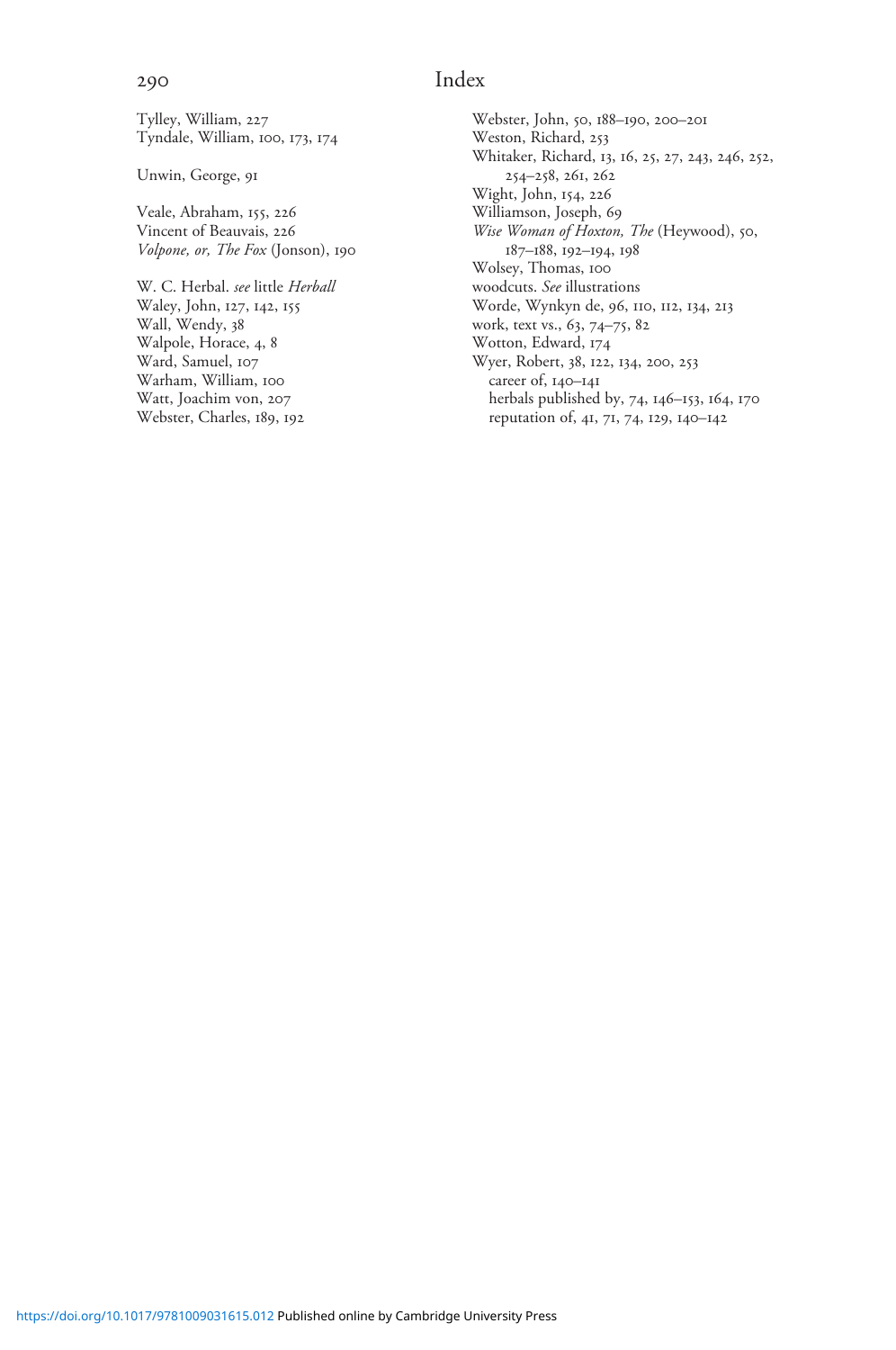Tylley, William, 227
Tyndale, William, 100, 173, 174

Unwin, George, 91

Veale, Abraham, 155, 226
Vincent of Beauvais, 226
*Volpone, or, The Fox* (Jonson), 190

W. C. Herbal. *see* little *Herball*
Waley, John, 127, 142, 155
Wall, Wendy, 38
Walpole, Horace, 4, 8
Ward, Samuel, 107
Warham, William, 100
Watt, Joachim von, 207
Webster, Charles, 189, 192
Webster, John, 50, 188–190, 200–201
Weston, Richard, 253
Whitaker, Richard, 13, 16, 25, 27, 243, 246, 252, 254–258, 261, 262
Wight, John, 154, 226
Williamson, Joseph, 69
*Wise Woman of Hoxton, The* (Heywood), 50, 187–188, 192–194, 198
Wolsey, Thomas, 100
woodcuts. *See* illustrations
Worde, Wynkyn de, 96, 110, 112, 134, 213
work, text vs., 63, 74–75, 82
Wotton, Edward, 174
Wyer, Robert, 38, 122, 134, 200, 253
  career of, 140–141
  herbals published by, 74, 146–153, 164, 170
  reputation of, 41, 71, 74, 129, 140–142

https://doi.org/10.1017/9781009031615.012 Published online by Cambridge University Press